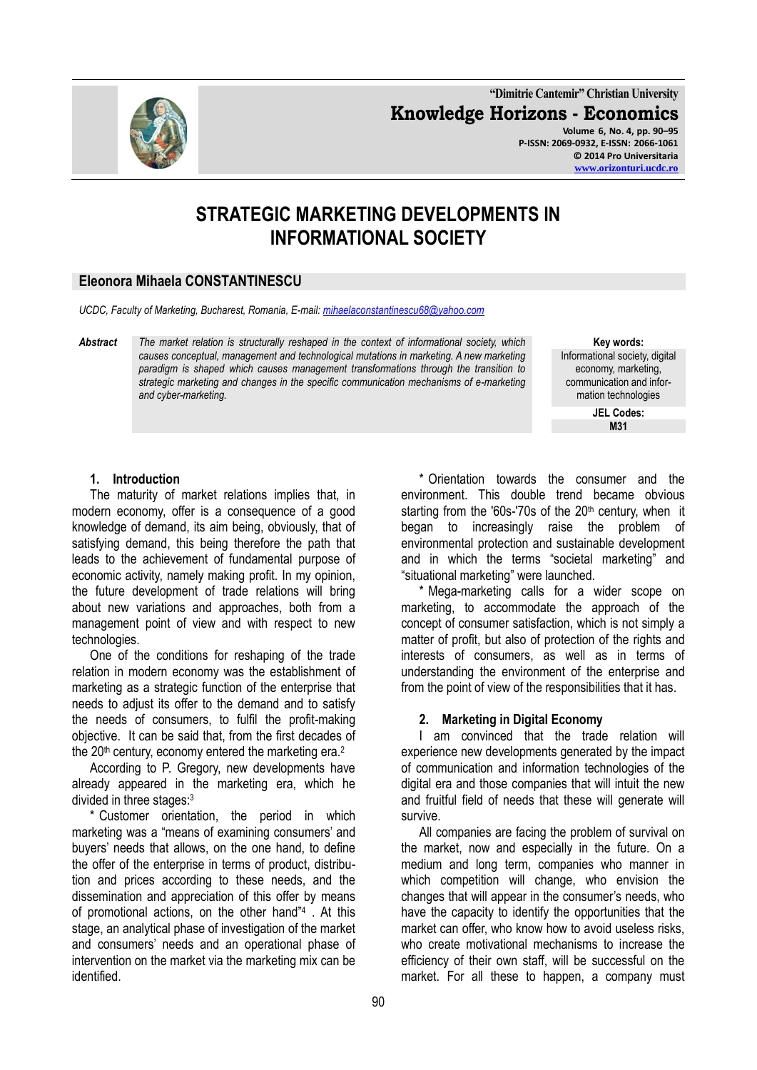# STRATEGIC MARKETING DEVELOPMENTS IN INFORMATIONAL SOCIETY

**Eleonora Mihaela CONSTANTINESCU**

*UCDC, Faculty of Marketing, Bucharest, Romania, E-mail: mihaelaconstantinescu68@yahoo.com*

***Abstract*** *The market relation is structurally reshaped in the context of informational society, which causes conceptual, management and technological mutations in marketing. A new marketing paradigm is shaped which causes management transformations through the transition to strategic marketing and changes in the specific communication mechanisms of e-marketing and cyber-marketing.*

**Key words:** Informational society, digital economy, marketing, communication and information technologies

**JEL Codes:** M31

## 1. Introduction

The maturity of market relations implies that, in modern economy, offer is a consequence of a good knowledge of demand, its aim being, obviously, that of satisfying demand, this being therefore the path that leads to the achievement of fundamental purpose of economic activity, namely making profit. In my opinion, the future development of trade relations will bring about new variations and approaches, both from a management point of view and with respect to new technologies.

One of the conditions for reshaping of the trade relation in modern economy was the establishment of marketing as a strategic function of the enterprise that needs to adjust its offer to the demand and to satisfy the needs of consumers, to fulfil the profit-making objective. It can be said that, from the first decades of the 20th century, economy entered the marketing era.[2]

According to P. Gregory, new developments have already appeared in the marketing era, which he divided in three stages:[3]

* Customer orientation, the period in which marketing was a "means of examining consumers' and buyers' needs that allows, on the one hand, to define the offer of the enterprise in terms of product, distribution and prices according to these needs, and the dissemination and appreciation of this offer by means of promotional actions, on the other hand"[4] . At this stage, an analytical phase of investigation of the market and consumers' needs and an operational phase of intervention on the market via the marketing mix can be identified.

* Orientation towards the consumer and the environment. This double trend became obvious starting from the '60s-'70s of the 20th century, when it began to increasingly raise the problem of environmental protection and sustainable development and in which the terms "societal marketing" and "situational marketing" were launched.

* Mega-marketing calls for a wider scope on marketing, to accommodate the approach of the concept of consumer satisfaction, which is not simply a matter of profit, but also of protection of the rights and interests of consumers, as well as in terms of understanding the environment of the enterprise and from the point of view of the responsibilities that it has.

## 2. Marketing in Digital Economy

I am convinced that the trade relation will experience new developments generated by the impact of communication and information technologies of the digital era and those companies that will intuit the new and fruitful field of needs that these will generate will survive.

All companies are facing the problem of survival on the market, now and especially in the future. On a medium and long term, companies who manner in which competition will change, who envision the changes that will appear in the consumer's needs, who have the capacity to identify the opportunities that the market can offer, who know how to avoid useless risks, who create motivational mechanisms to increase the efficiency of their own staff, will be successful on the market. For all these to happen, a company must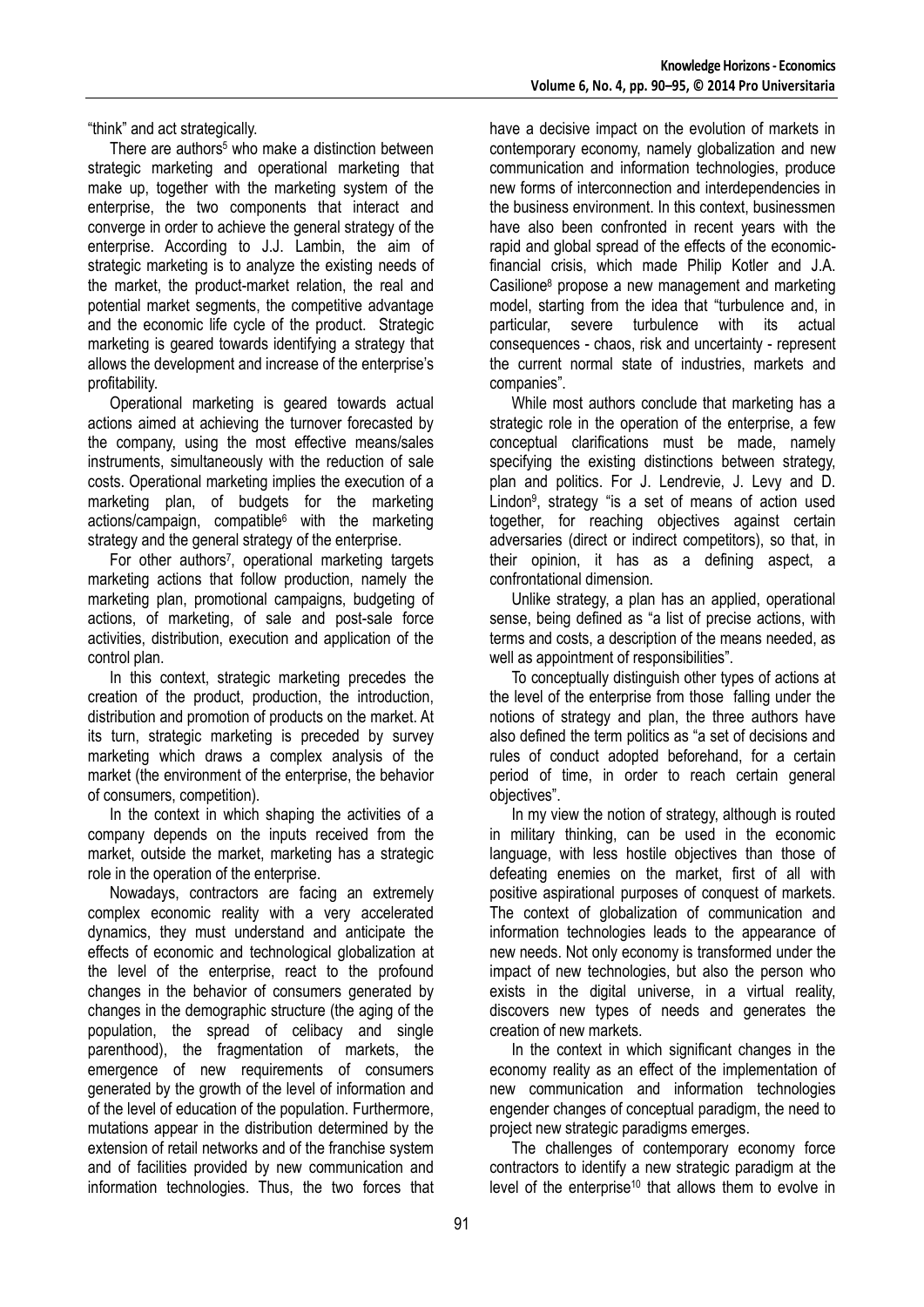"think" and act strategically.

There are authors[5] who make a distinction between strategic marketing and operational marketing that make up, together with the marketing system of the enterprise, the two components that interact and converge in order to achieve the general strategy of the enterprise. According to J.J. Lambin, the aim of strategic marketing is to analyze the existing needs of the market, the product-market relation, the real and potential market segments, the competitive advantage and the economic life cycle of the product. Strategic marketing is geared towards identifying a strategy that allows the development and increase of the enterprise's profitability.

Operational marketing is geared towards actual actions aimed at achieving the turnover forecasted by the company, using the most effective means/sales instruments, simultaneously with the reduction of sale costs. Operational marketing implies the execution of a marketing plan, of budgets for the marketing actions/campaign, compatible[6] with the marketing strategy and the general strategy of the enterprise.

For other authors[7], operational marketing targets marketing actions that follow production, namely the marketing plan, promotional campaigns, budgeting of actions, of marketing, of sale and post-sale force activities, distribution, execution and application of the control plan.

In this context, strategic marketing precedes the creation of the product, production, the introduction, distribution and promotion of products on the market. At its turn, strategic marketing is preceded by survey marketing which draws a complex analysis of the market (the environment of the enterprise, the behavior of consumers, competition).

In the context in which shaping the activities of a company depends on the inputs received from the market, outside the market, marketing has a strategic role in the operation of the enterprise.

Nowadays, contractors are facing an extremely complex economic reality with a very accelerated dynamics, they must understand and anticipate the effects of economic and technological globalization at the level of the enterprise, react to the profound changes in the behavior of consumers generated by changes in the demographic structure (the aging of the population, the spread of celibacy and single parenthood), the fragmentation of markets, the emergence of new requirements of consumers generated by the growth of the level of information and of the level of education of the population. Furthermore, mutations appear in the distribution determined by the extension of retail networks and of the franchise system and of facilities provided by new communication and information technologies. Thus, the two forces that have a decisive impact on the evolution of markets in contemporary economy, namely globalization and new communication and information technologies, produce new forms of interconnection and interdependencies in the business environment. In this context, businessmen have also been confronted in recent years with the rapid and global spread of the effects of the economic-financial crisis, which made Philip Kotler and J.A. Casilione[8] propose a new management and marketing model, starting from the idea that "turbulence and, in particular, severe turbulence with its actual consequences - chaos, risk and uncertainty - represent the current normal state of industries, markets and companies".

While most authors conclude that marketing has a strategic role in the operation of the enterprise, a few conceptual clarifications must be made, namely specifying the existing distinctions between strategy, plan and politics. For J. Lendrevie, J. Levy and D. Lindon[9], strategy "is a set of means of action used together, for reaching objectives against certain adversaries (direct or indirect competitors), so that, in their opinion, it has as a defining aspect, a confrontational dimension.

Unlike strategy, a plan has an applied, operational sense, being defined as "a list of precise actions, with terms and costs, a description of the means needed, as well as appointment of responsibilities".

To conceptually distinguish other types of actions at the level of the enterprise from those falling under the notions of strategy and plan, the three authors have also defined the term politics as "a set of decisions and rules of conduct adopted beforehand, for a certain period of time, in order to reach certain general objectives".

In my view the notion of strategy, although is routed in military thinking, can be used in the economic language, with less hostile objectives than those of defeating enemies on the market, first of all with positive aspirational purposes of conquest of markets. The context of globalization of communication and information technologies leads to the appearance of new needs. Not only economy is transformed under the impact of new technologies, but also the person who exists in the digital universe, in a virtual reality, discovers new types of needs and generates the creation of new markets.

In the context in which significant changes in the economy reality as an effect of the implementation of new communication and information technologies engender changes of conceptual paradigm, the need to project new strategic paradigms emerges.

The challenges of contemporary economy force contractors to identify a new strategic paradigm at the level of the enterprise[10] that allows them to evolve in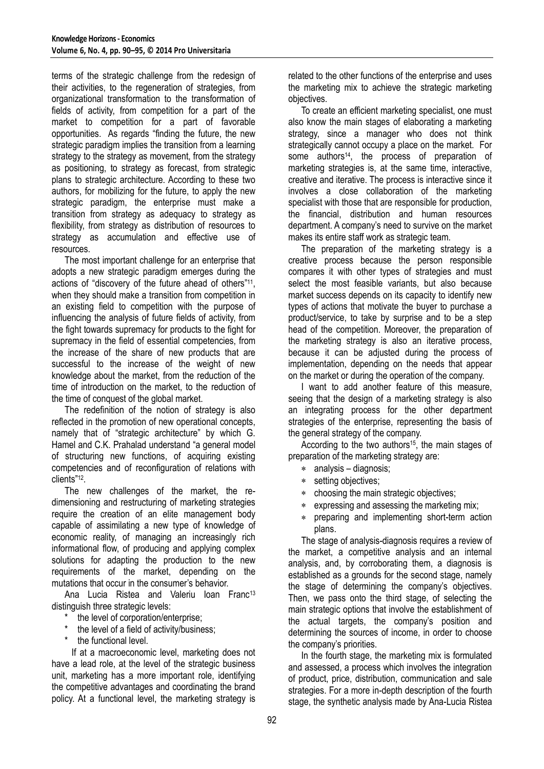terms of the strategic challenge from the redesign of their activities, to the regeneration of strategies, from organizational transformation to the transformation of fields of activity, from competition for a part of the market to competition for a part of favorable opportunities. As regards "finding the future, the new strategic paradigm implies the transition from a learning strategy to the strategy as movement, from the strategy as positioning, to strategy as forecast, from strategic plans to strategic architecture. According to these two authors, for mobilizing for the future, to apply the new strategic paradigm, the enterprise must make a transition from strategy as adequacy to strategy as flexibility, from strategy as distribution of resources to strategy as accumulation and effective use of resources.

The most important challenge for an enterprise that adopts a new strategic paradigm emerges during the actions of "discovery of the future ahead of others"[11], when they should make a transition from competition in an existing field to competition with the purpose of influencing the analysis of future fields of activity, from the fight towards supremacy for products to the fight for supremacy in the field of essential competencies, from the increase of the share of new products that are successful to the increase of the weight of new knowledge about the market, from the reduction of the time of introduction on the market, to the reduction of the time of conquest of the global market.

The redefinition of the notion of strategy is also reflected in the promotion of new operational concepts, namely that of "strategic architecture" by which G. Hamel and C.K. Prahalad understand "a general model of structuring new functions, of acquiring existing competencies and of reconfiguration of relations with clients"[12].

The new challenges of the market, the re-dimensioning and restructuring of marketing strategies require the creation of an elite management body capable of assimilating a new type of knowledge of economic reality, of managing an increasingly rich informational flow, of producing and applying complex solutions for adapting the production to the new requirements of the market, depending on the mutations that occur in the consumer's behavior.

Ana Lucia Ristea and Valeriu Ioan Franc[13] distinguish three strategic levels:

* the level of corporation/enterprise;
* the level of a field of activity/business;
* the functional level.

If at a macroeconomic level, marketing does not have a lead role, at the level of the strategic business unit, marketing has a more important role, identifying the competitive advantages and coordinating the brand policy. At a functional level, the marketing strategy is related to the other functions of the enterprise and uses the marketing mix to achieve the strategic marketing objectives.

To create an efficient marketing specialist, one must also know the main stages of elaborating a marketing strategy, since a manager who does not think strategically cannot occupy a place on the market. For some authors[14], the process of preparation of marketing strategies is, at the same time, interactive, creative and iterative. The process is interactive since it involves a close collaboration of the marketing specialist with those that are responsible for production, the financial, distribution and human resources department. A company's need to survive on the market makes its entire staff work as strategic team.

The preparation of the marketing strategy is a creative process because the person responsible compares it with other types of strategies and must select the most feasible variants, but also because market success depends on its capacity to identify new types of actions that motivate the buyer to purchase a product/service, to take by surprise and to be a step head of the competition. Moreover, the preparation of the marketing strategy is also an iterative process, because it can be adjusted during the process of implementation, depending on the needs that appear on the market or during the operation of the company.

I want to add another feature of this measure, seeing that the design of a marketing strategy is also an integrating process for the other department strategies of the enterprise, representing the basis of the general strategy of the company.

According to the two authors[15], the main stages of preparation of the marketing strategy are:

* analysis – diagnosis;
* setting objectives;
* choosing the main strategic objectives;
* expressing and assessing the marketing mix;
* preparing and implementing short-term action plans.

The stage of analysis-diagnosis requires a review of the market, a competitive analysis and an internal analysis, and, by corroborating them, a diagnosis is established as a grounds for the second stage, namely the stage of determining the company's objectives. Then, we pass onto the third stage, of selecting the main strategic options that involve the establishment of the actual targets, the company's position and determining the sources of income, in order to choose the company's priorities.

In the fourth stage, the marketing mix is formulated and assessed, a process which involves the integration of product, price, distribution, communication and sale strategies. For a more in-depth description of the fourth stage, the synthetic analysis made by Ana-Lucia Ristea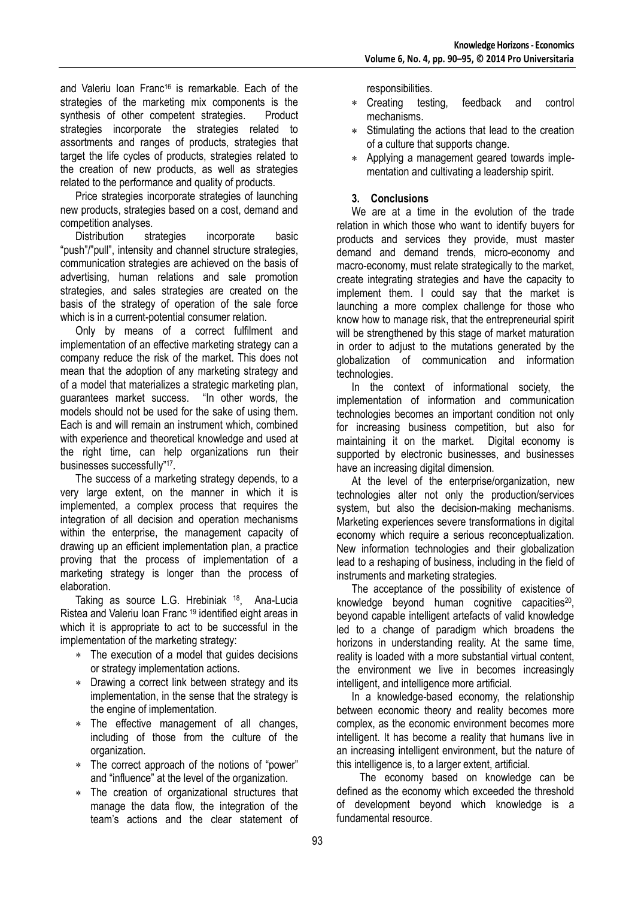and Valeriu Ioan Franc[16] is remarkable. Each of the strategies of the marketing mix components is the synthesis of other competent strategies. Product strategies incorporate the strategies related to assortments and ranges of products, strategies that target the life cycles of products, strategies related to the creation of new products, as well as strategies related to the performance and quality of products.

Price strategies incorporate strategies of launching new products, strategies based on a cost, demand and competition analyses.

Distribution strategies incorporate basic "push"/"pull", intensity and channel structure strategies, communication strategies are achieved on the basis of advertising, human relations and sale promotion strategies, and sales strategies are created on the basis of the strategy of operation of the sale force which is in a current-potential consumer relation.

Only by means of a correct fulfilment and implementation of an effective marketing strategy can a company reduce the risk of the market. This does not mean that the adoption of any marketing strategy and of a model that materializes a strategic marketing plan, guarantees market success. "In other words, the models should not be used for the sake of using them. Each is and will remain an instrument which, combined with experience and theoretical knowledge and used at the right time, can help organizations run their businesses successfully"[17].

The success of a marketing strategy depends, to a very large extent, on the manner in which it is implemented, a complex process that requires the integration of all decision and operation mechanisms within the enterprise, the management capacity of drawing up an efficient implementation plan, a practice proving that the process of implementation of a marketing strategy is longer than the process of elaboration.

Taking as source L.G. Hrebiniak [18], Ana-Lucia Ristea and Valeriu Ioan Franc [19] identified eight areas in which it is appropriate to act to be successful in the implementation of the marketing strategy:

* The execution of a model that guides decisions or strategy implementation actions.
* Drawing a correct link between strategy and its implementation, in the sense that the strategy is the engine of implementation.
* The effective management of all changes, including of those from the culture of the organization.
* The correct approach of the notions of "power" and "influence" at the level of the organization.
* The creation of organizational structures that manage the data flow, the integration of the team's actions and the clear statement of responsibilities.
* Creating testing, feedback and control mechanisms.
* Stimulating the actions that lead to the creation of a culture that supports change.
* Applying a management geared towards implementation and cultivating a leadership spirit.

## 3. Conclusions

We are at a time in the evolution of the trade relation in which those who want to identify buyers for products and services they provide, must master demand and demand trends, micro-economy and macro-economy, must relate strategically to the market, create integrating strategies and have the capacity to implement them. I could say that the market is launching a more complex challenge for those who know how to manage risk, that the entrepreneurial spirit will be strengthened by this stage of market maturation in order to adjust to the mutations generated by the globalization of communication and information technologies.

In the context of informational society, the implementation of information and communication technologies becomes an important condition not only for increasing business competition, but also for maintaining it on the market. Digital economy is supported by electronic businesses, and businesses have an increasing digital dimension.

At the level of the enterprise/organization, new technologies alter not only the production/services system, but also the decision-making mechanisms. Marketing experiences severe transformations in digital economy which require a serious reconceptualization. New information technologies and their globalization lead to a reshaping of business, including in the field of instruments and marketing strategies.

The acceptance of the possibility of existence of knowledge beyond human cognitive capacities[20], beyond capable intelligent artefacts of valid knowledge led to a change of paradigm which broadens the horizons in understanding reality. At the same time, reality is loaded with a more substantial virtual content, the environment we live in becomes increasingly intelligent, and intelligence more artificial.

In a knowledge-based economy, the relationship between economic theory and reality becomes more complex, as the economic environment becomes more intelligent. It has become a reality that humans live in an increasing intelligent environment, but the nature of this intelligence is, to a larger extent, artificial.

The economy based on knowledge can be defined as the economy which exceeded the threshold of development beyond which knowledge is a fundamental resource.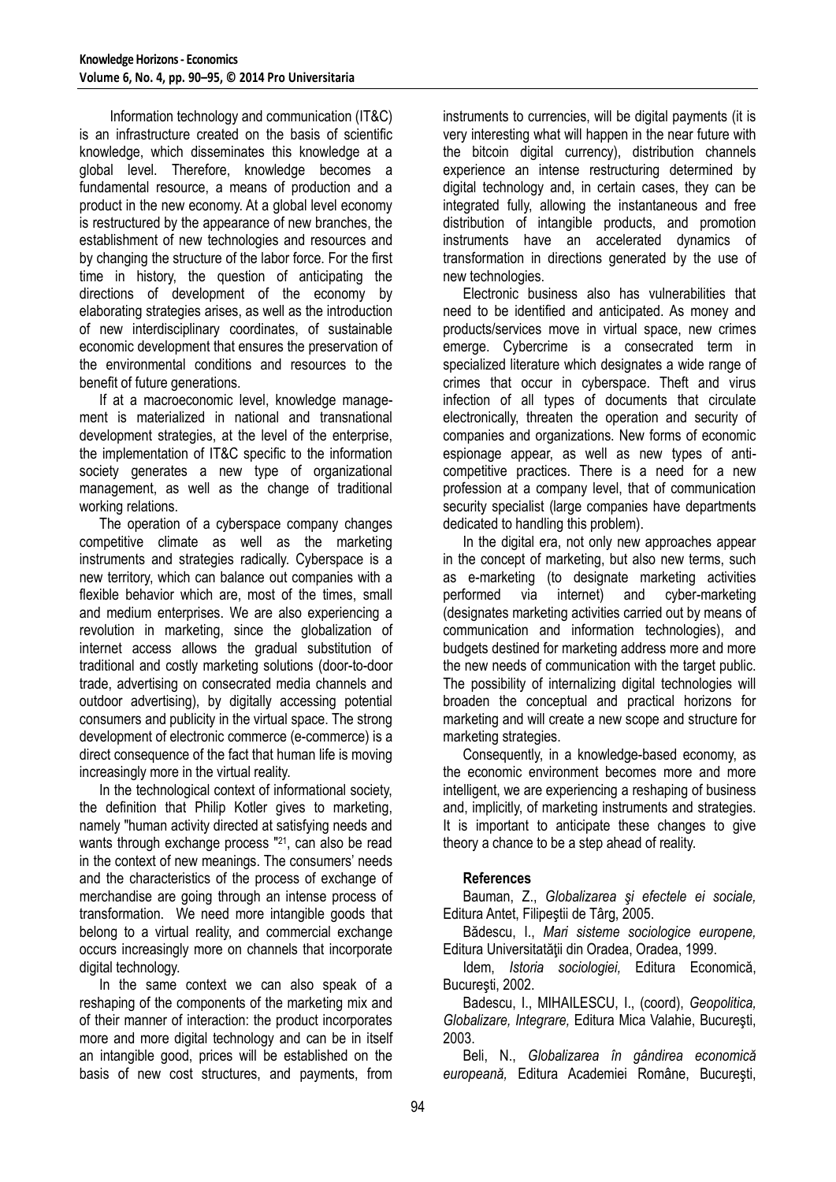Information technology and communication (IT&C) is an infrastructure created on the basis of scientific knowledge, which disseminates this knowledge at a global level. Therefore, knowledge becomes a fundamental resource, a means of production and a product in the new economy. At a global level economy is restructured by the appearance of new branches, the establishment of new technologies and resources and by changing the structure of the labor force. For the first time in history, the question of anticipating the directions of development of the economy by elaborating strategies arises, as well as the introduction of new interdisciplinary coordinates, of sustainable economic development that ensures the preservation of the environmental conditions and resources to the benefit of future generations.

If at a macroeconomic level, knowledge management is materialized in national and transnational development strategies, at the level of the enterprise, the implementation of IT&C specific to the information society generates a new type of organizational management, as well as the change of traditional working relations.

The operation of a cyberspace company changes competitive climate as well as the marketing instruments and strategies radically. Cyberspace is a new territory, which can balance out companies with a flexible behavior which are, most of the times, small and medium enterprises. We are also experiencing a revolution in marketing, since the globalization of internet access allows the gradual substitution of traditional and costly marketing solutions (door-to-door trade, advertising on consecrated media channels and outdoor advertising), by digitally accessing potential consumers and publicity in the virtual space. The strong development of electronic commerce (e-commerce) is a direct consequence of the fact that human life is moving increasingly more in the virtual reality.

In the technological context of informational society, the definition that Philip Kotler gives to marketing, namely "human activity directed at satisfying needs and wants through exchange process "[21], can also be read in the context of new meanings. The consumers' needs and the characteristics of the process of exchange of merchandise are going through an intense process of transformation. We need more intangible goods that belong to a virtual reality, and commercial exchange occurs increasingly more on channels that incorporate digital technology.

In the same context we can also speak of a reshaping of the components of the marketing mix and of their manner of interaction: the product incorporates more and more digital technology and can be in itself an intangible good, prices will be established on the basis of new cost structures, and payments, from instruments to currencies, will be digital payments (it is very interesting what will happen in the near future with the bitcoin digital currency), distribution channels experience an intense restructuring determined by digital technology and, in certain cases, they can be integrated fully, allowing the instantaneous and free distribution of intangible products, and promotion instruments have an accelerated dynamics of transformation in directions generated by the use of new technologies.

Electronic business also has vulnerabilities that need to be identified and anticipated. As money and products/services move in virtual space, new crimes emerge. Cybercrime is a consecrated term in specialized literature which designates a wide range of crimes that occur in cyberspace. Theft and virus infection of all types of documents that circulate electronically, threaten the operation and security of companies and organizations. New forms of economic espionage appear, as well as new types of anti-competitive practices. There is a need for a new profession at a company level, that of communication security specialist (large companies have departments dedicated to handling this problem).

In the digital era, not only new approaches appear in the concept of marketing, but also new terms, such as e-marketing (to designate marketing activities performed via internet) and cyber-marketing (designates marketing activities carried out by means of communication and information technologies), and budgets destined for marketing address more and more the new needs of communication with the target public. The possibility of internalizing digital technologies will broaden the conceptual and practical horizons for marketing and will create a new scope and structure for marketing strategies.

Consequently, in a knowledge-based economy, as the economic environment becomes more and more intelligent, we are experiencing a reshaping of business and, implicitly, of marketing instruments and strategies. It is important to anticipate these changes to give theory a chance to be a step ahead of reality.

**References**

Bauman, Z., *Globalizarea şi efectele ei sociale,* Editura Antet, Filipeştii de Târg, 2005.

Bădescu, I., *Mari sisteme sociologice europene,* Editura Universitaţii din Oradea, Oradea, 1999.

Idem, *Istoria sociologiei,* Editura Economică, Bucureşti, 2002.

Badescu, I., MIHAILESCU, I., (coord), *Geopolitica, Globalizare, Integrare,* Editura Mica Valahie, Bucureşti, 2003.

Beli, N., *Globalizarea în gândirea economică europeană,* Editura Academiei Române, Bucureşti,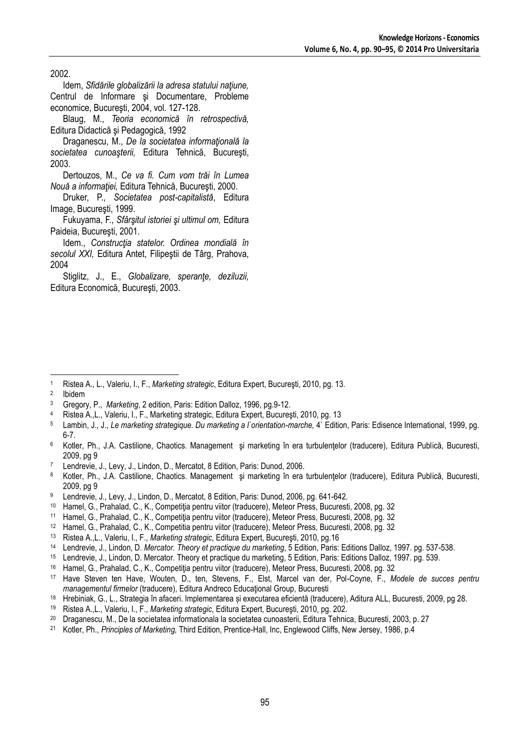2002.

Idem, *Sfidările globalizării la adresa statului naţiune,* Centrul de Informare şi Documentare, Probleme economice, Bucureşti, 2004, vol. 127-128.

Blaug, M., *Teoria economică în retrospectivă,* Editura Didactică şi Pedagogică, 1992

Draganescu, M., *De la societatea informaţională la societatea cunoaşterii,* Editura Tehnică, Bucureşti, 2003.

Dertouzos, M., *Ce va fi. Cum vom trăi în Lumea Nouă a informaţiei,* Editura Tehnică, Bucureşti, 2000.

Druker, P., *Societatea post-capitalistă*, Editura Image, Bucureşti, 1999.

Fukuyama, F., *Sfârşitul istoriei şi ultimul om,* Editura Paideia, Bucureşti, 2001.

Idem., *Construcţia statelor. Ordinea mondială în secolul XXI,* Editura Antet, Filipeştii de Târg, Prahova, 2004

Stiglitz, J., E., *Globalizare, speranţe, deziluzii,* Editura Economică, Bucureşti, 2003.

---

[1] Ristea A., L., Valeriu, I., F., *Marketing strategic*, Editura Expert, Bucureşti, 2010, pg. 13.

[2] Ibidem

[3] Gregory, P., *Marketing*, 2 edition, Paris: Edition Dalloz, 1996, pg.9-12.

[4] Ristea A.,L., Valeriu, I., F., Marketing strategic, Editura Expert, Bucureşti, 2010, pg. 13

[5] Lambin, J., J., *Le marketing strategique. Du marketing a l`orientation-marche,* 4` Edition, Paris: Edisence International, 1999, pg. 6-7.

[6] Kotler, Ph., J.A. Castilione, Chaotics. Management şi marketing în era turbulenţelor (traducere), Editura Publică, Bucuresti, 2009, pg 9

[7] Lendrevie, J., Levy, J., Lindon, D., Mercatot, 8 Edition, Paris: Dunod, 2006.

[8] Kotler, Ph., J.A. Castilione, Chaotics. Management şi marketing în era turbulenţelor (traducere), Editura Publică, Bucuresti, 2009, pg 9

[9] Lendrevie, J., Levy, J., Lindon, D., Mercatot, 8 Edition, Paris: Dunod, 2006, pg. 641-642.

[10] Hamel, G., Prahalad, C., K., Competiţia pentru viitor (traducere), Meteor Press, Bucuresti, 2008, pg. 32

[11] Hamel, G., Prahalad, C., K., Competiţia pentru viitor (traducere), Meteor Press, Bucuresti, 2008, pg. 32

[12] Hamel, G., Prahalad, C., K., Competitia pentru viitor (traducere), Meteor Press, Bucuresti, 2008, pg. 32

[13] Ristea A.,L., Valeriu, I., F., *Marketing strategic*, Editura Expert, Bucureşti, 2010, pg.16

[14] Lendrevie, J., Lindon, D. *Mercator. Theory et practique du marketing*, 5 Edition, Paris: Editions Dalloz, 1997. pg. 537-538.

[15] Lendrevie, J., Lindon, D. Mercator. Theory et practique du marketing, 5 Edition, Paris: Editions Dalloz, 1997. pg. 539.

[16] Hamel, G., Prahalad, C., K., Competiţia pentru viitor (traducere), Meteor Press, Bucuresti, 2008, pg. 32

[17] Have Steven ten Have, Wouten, D., ten, Stevens, F., Elst, Marcel van der, Pol-Coyne, F., *Modele de succes pentru managementul firmelor* (traducere), Editura Andreco Educaţional Group, Bucuresti

[18] Hrebiniak, G., L., Strategia în afaceri. Implementarea și executarea eficientă (traducere), Aditura ALL, Bucuresti, 2009, pg 28.

[19] Ristea A.,L., Valeriu, I., F., *Marketing strategic*, Editura Expert, Bucureşti, 2010, pg. 202.

[20] Draganescu, M., De la societatea informationala la societatea cunoasterii, Editura Tehnica, Bucuresti, 2003, p. 27

[21] Kotler, Ph., *Principles of Marketing,* Third Edition, Prentice-Hall, Inc, Englewood Cliffs, New Jersey, 1986, p.4